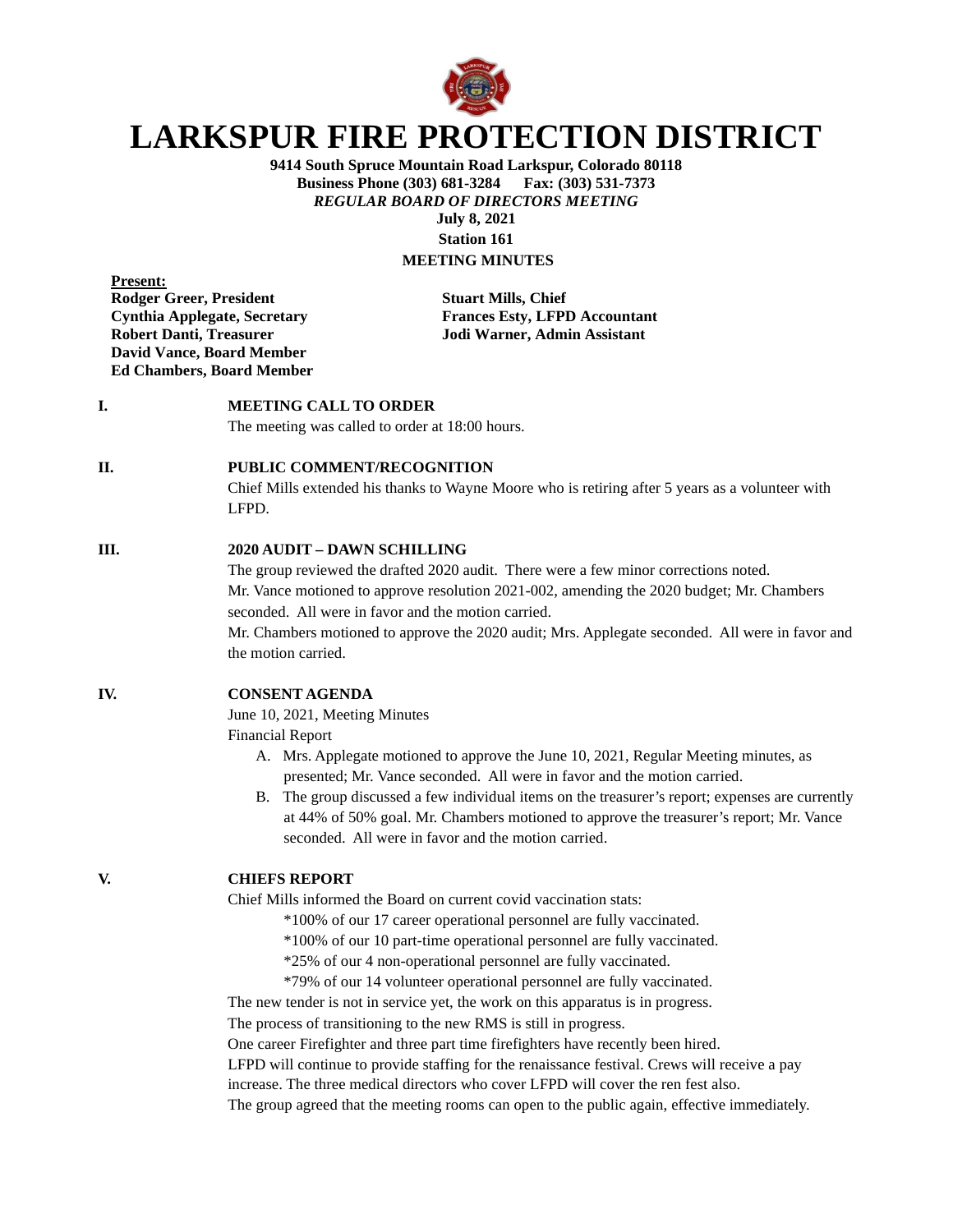# LARKSPUR FIRE PROTECTION DISTRICT

**9414 South Spruce Mountain Road Larkspur, Colorado 80118**
**Business Phone (303) 681-3284 Fax: (303) 531-7373**
***REGULAR BOARD OF DIRECTORS MEETING***
**July 8, 2021**
**Station 161**
**MEETING MINUTES**

**Present:**
**Rodger Greer, President**
**Cynthia Applegate, Secretary**
**Robert Danti, Treasurer**
**David Vance, Board Member**
**Ed Chambers, Board Member**

**Stuart Mills, Chief**
**Frances Esty, LFPD Accountant**
**Jodi Warner, Admin Assistant**

**I. MEETING CALL TO ORDER**

The meeting was called to order at 18:00 hours.

**II. PUBLIC COMMENT/RECOGNITION**

Chief Mills extended his thanks to Wayne Moore who is retiring after 5 years as a volunteer with LFPD.

**III. 2020 AUDIT – DAWN SCHILLING**

The group reviewed the drafted 2020 audit. There were a few minor corrections noted.
Mr. Vance motioned to approve resolution 2021-002, amending the 2020 budget; Mr. Chambers seconded. All were in favor and the motion carried.
Mr. Chambers motioned to approve the 2020 audit; Mrs. Applegate seconded. All were in favor and the motion carried.

**IV. CONSENT AGENDA**

June 10, 2021, Meeting Minutes
Financial Report

A. Mrs. Applegate motioned to approve the June 10, 2021, Regular Meeting minutes, as presented; Mr. Vance seconded. All were in favor and the motion carried.
B. The group discussed a few individual items on the treasurer's report; expenses are currently at 44% of 50% goal. Mr. Chambers motioned to approve the treasurer's report; Mr. Vance seconded. All were in favor and the motion carried.

**V. CHIEFS REPORT**

Chief Mills informed the Board on current covid vaccination stats:

*100% of our 17 career operational personnel are fully vaccinated.
*100% of our 10 part-time operational personnel are fully vaccinated.
*25% of our 4 non-operational personnel are fully vaccinated.
*79% of our 14 volunteer operational personnel are fully vaccinated.

The new tender is not in service yet, the work on this apparatus is in progress.
The process of transitioning to the new RMS is still in progress.
One career Firefighter and three part time firefighters have recently been hired.
LFPD will continue to provide staffing for the renaissance festival. Crews will receive a pay increase. The three medical directors who cover LFPD will cover the ren fest also.
The group agreed that the meeting rooms can open to the public again, effective immediately.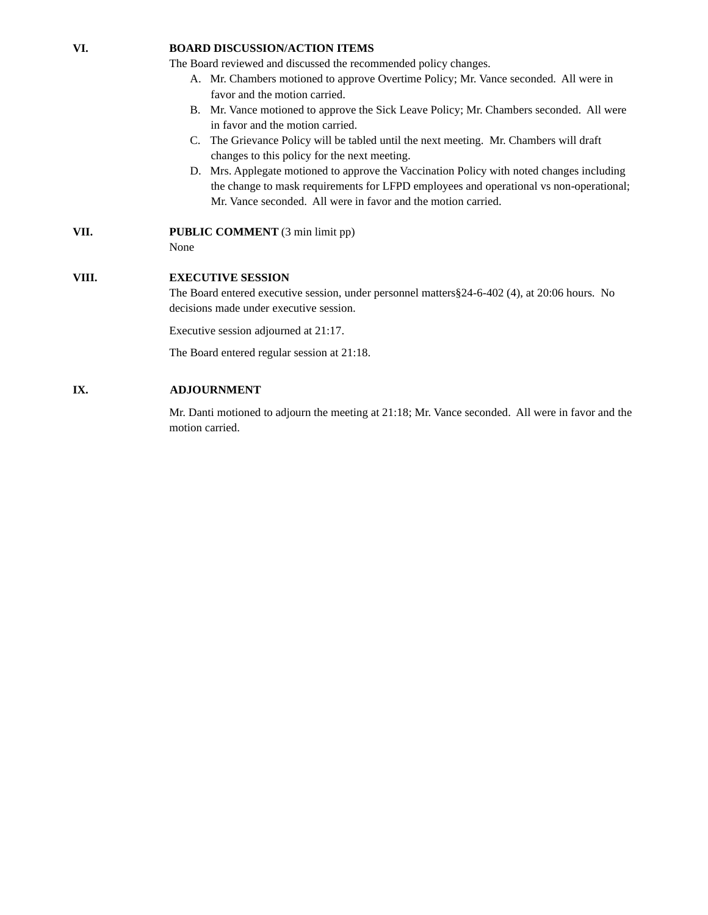**VI. BOARD DISCUSSION/ACTION ITEMS**

The Board reviewed and discussed the recommended policy changes.

A. Mr. Chambers motioned to approve Overtime Policy; Mr. Vance seconded. All were in favor and the motion carried.

B. Mr. Vance motioned to approve the Sick Leave Policy; Mr. Chambers seconded. All were in favor and the motion carried.

C. The Grievance Policy will be tabled until the next meeting. Mr. Chambers will draft changes to this policy for the next meeting.

D. Mrs. Applegate motioned to approve the Vaccination Policy with noted changes including the change to mask requirements for LFPD employees and operational vs non-operational; Mr. Vance seconded. All were in favor and the motion carried.

**VII. PUBLIC COMMENT** (3 min limit pp)

None

**VIII. EXECUTIVE SESSION**

The Board entered executive session, under personnel matters§24-6-402 (4), at 20:06 hours. No decisions made under executive session.

Executive session adjourned at 21:17.

The Board entered regular session at 21:18.

**IX. ADJOURNMENT**

Mr. Danti motioned to adjourn the meeting at 21:18; Mr. Vance seconded. All were in favor and the motion carried.